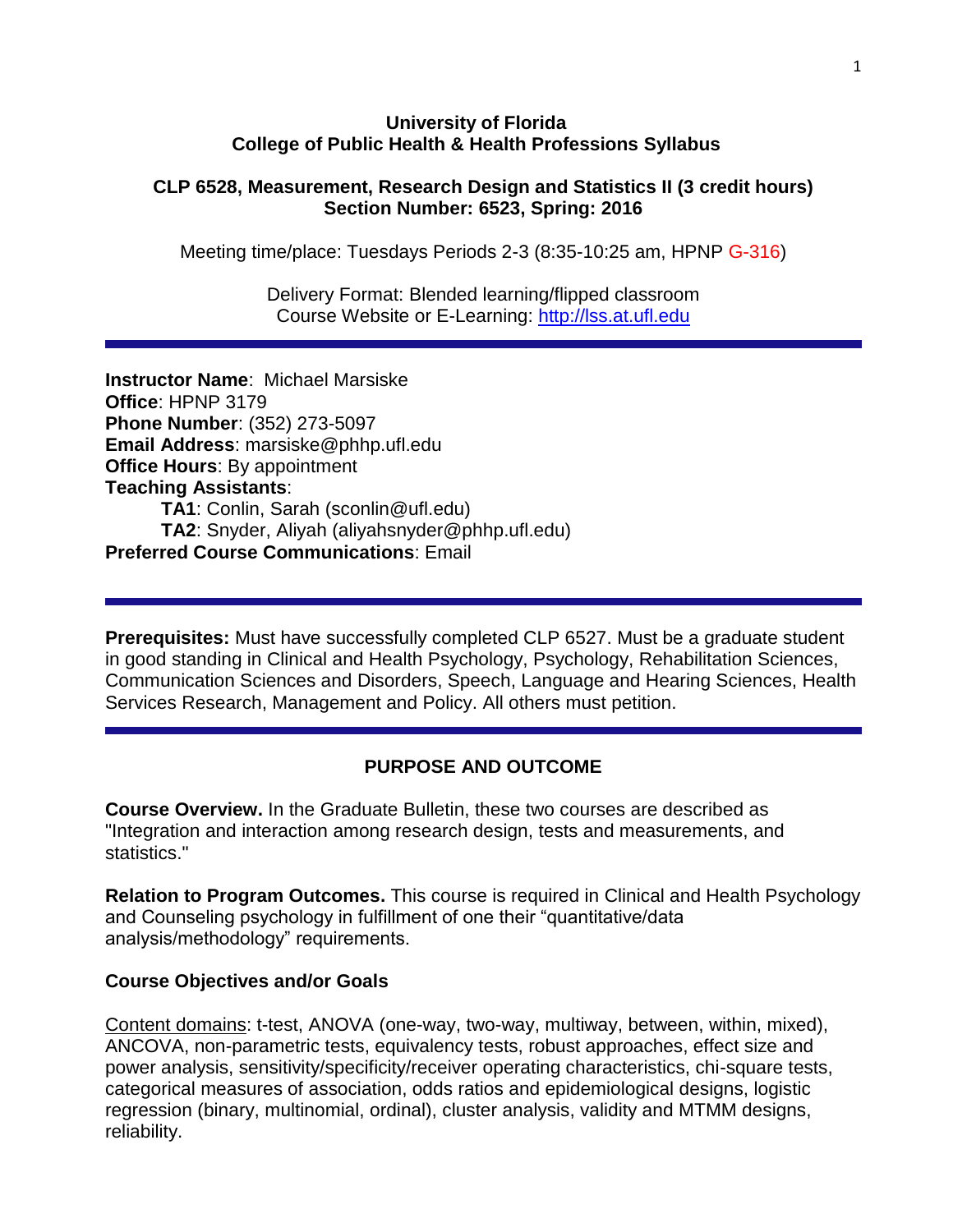**University of Florida**
**College of Public Health & Health Professions Syllabus**

**CLP 6528, Measurement, Research Design and Statistics II (3 credit hours)**
**Section Number: 6523, Spring: 2016**

Meeting time/place: Tuesdays Periods 2-3 (8:35-10:25 am, HPNP G-316)

Delivery Format: Blended learning/flipped classroom
Course Website or E-Learning: [http://lss.at.ufl.edu](http://lss.at.ufl.edu)

---

**Instructor Name**: Michael Marsiske
**Office**: HPNP 3179
**Phone Number**: (352) 273-5097
**Email Address**: marsiske@phhp.ufl.edu
**Office Hours**: By appointment
**Teaching Assistants**:
- **TA1**: Conlin, Sarah (sconlin@ufl.edu)
- **TA2**: Snyder, Aliyah (aliyahsnyder@phhp.ufl.edu)

**Preferred Course Communications**: Email

---

**Prerequisites:** Must have successfully completed CLP 6527. Must be a graduate student in good standing in Clinical and Health Psychology, Psychology, Rehabilitation Sciences, Communication Sciences and Disorders, Speech, Language and Hearing Sciences, Health Services Research, Management and Policy. All others must petition.

---

## PURPOSE AND OUTCOME

**Course Overview.** In the Graduate Bulletin, these two courses are described as "Integration and interaction among research design, tests and measurements, and statistics."

**Relation to Program Outcomes.** This course is required in Clinical and Health Psychology and Counseling psychology in fulfillment of one their "quantitative/data analysis/methodology" requirements.

**Course Objectives and/or Goals**

Content domains: t-test, ANOVA (one-way, two-way, multiway, between, within, mixed), ANCOVA, non-parametric tests, equivalency tests, robust approaches, effect size and power analysis, sensitivity/specificity/receiver operating characteristics, chi-square tests, categorical measures of association, odds ratios and epidemiological designs, logistic regression (binary, multinomial, ordinal), cluster analysis, validity and MTMM designs, reliability.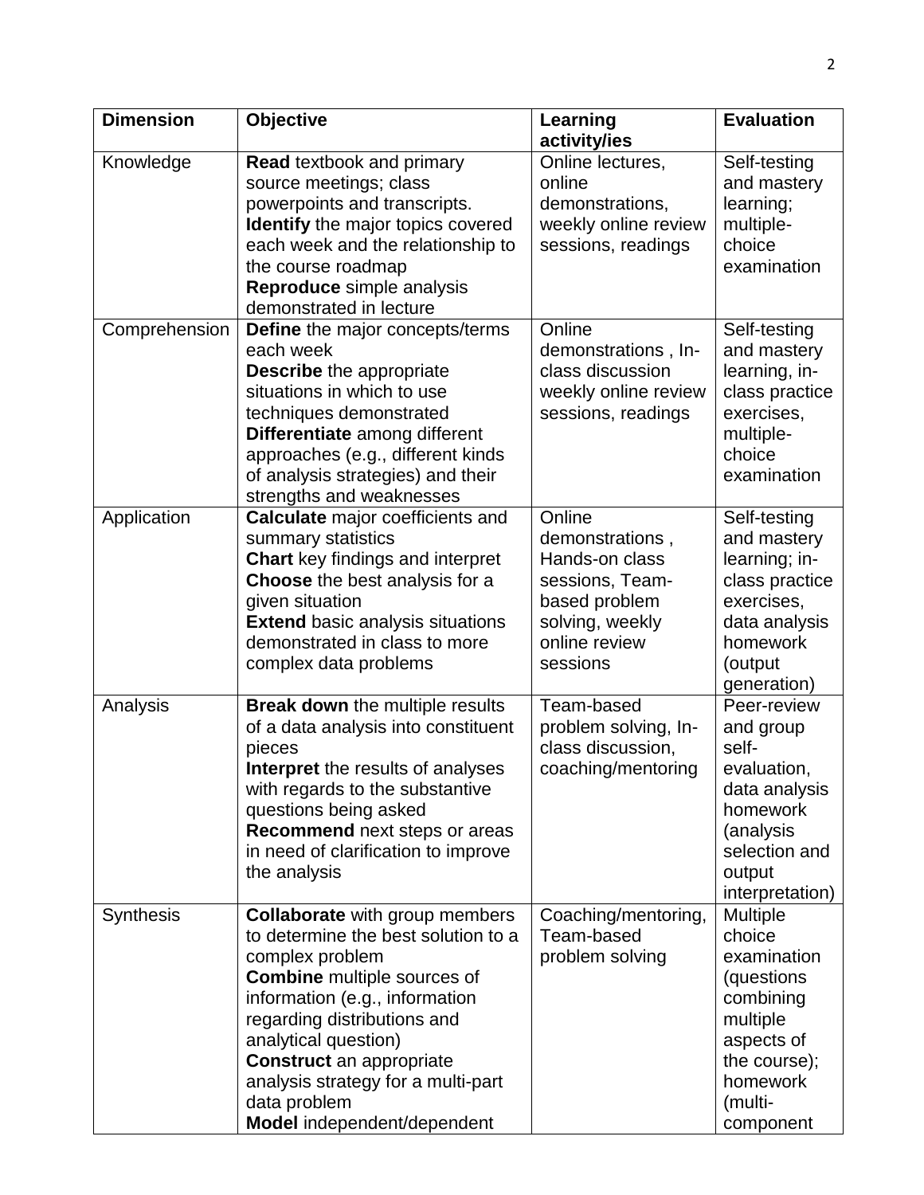| Dimension | Objective | Learning activity/ies | Evaluation |
|---|---|---|---|
| Knowledge | **Read** textbook and primary source meetings; class powerpoints and transcripts. **Identify** the major topics covered each week and the relationship to the course roadmap **Reproduce** simple analysis demonstrated in lecture | Online lectures, online demonstrations, weekly online review sessions, readings | Self-testing and mastery learning; multiple-choice examination |
| Comprehension | **Define** the major concepts/terms each week **Describe** the appropriate situations in which to use techniques demonstrated **Differentiate** among different approaches (e.g., different kinds of analysis strategies) and their strengths and weaknesses | Online demonstrations , In-class discussion weekly online review sessions, readings | Self-testing and mastery learning, in-class practice exercises, multiple-choice examination |
| Application | **Calculate** major coefficients and summary statistics **Chart** key findings and interpret **Choose** the best analysis for a given situation **Extend** basic analysis situations demonstrated in class to more complex data problems | Online demonstrations , Hands-on class sessions, Team-based problem solving, weekly online review sessions | Self-testing and mastery learning; in-class practice exercises, data analysis homework (output generation) |
| Analysis | **Break down** the multiple results of a data analysis into constituent pieces **Interpret** the results of analyses with regards to the substantive questions being asked **Recommend** next steps or areas in need of clarification to improve the analysis | Team-based problem solving, In-class discussion, coaching/mentoring | Peer-review and group self-evaluation, data analysis homework (analysis selection and output interpretation) |
| Synthesis | **Collaborate** with group members to determine the best solution to a complex problem **Combine** multiple sources of information (e.g., information regarding distributions and analytical question) **Construct** an appropriate analysis strategy for a multi-part data problem **Model** independent/dependent | Coaching/mentoring, Team-based problem solving | Multiple choice examination (questions combining multiple aspects of the course); homework (multi-component |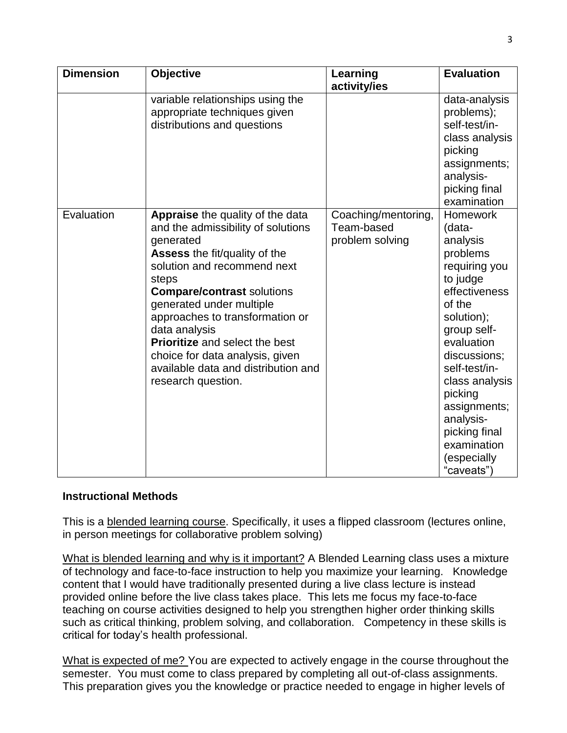| Dimension | Objective | Learning activity/ies | Evaluation |
|---|---|---|---|
| | variable relationships using the appropriate techniques given distributions and questions | | data-analysis problems); self-test/in-class analysis picking assignments; analysis-picking final examination |
| Evaluation | **Appraise** the quality of the data and the admissibility of solutions generated<br>**Assess** the fit/quality of the solution and recommend next steps<br>**Compare/contrast** solutions generated under multiple approaches to transformation or data analysis<br>**Prioritize** and select the best choice for data analysis, given available data and distribution and research question. | Coaching/mentoring, Team-based problem solving | Homework (data-analysis problems requiring you to judge effectiveness of the solution); group self-evaluation discussions; self-test/in-class analysis picking assignments; analysis-picking final examination (especially “caveats”) |

### Instructional Methods

This is a <u>blended learning course</u>. Specifically, it uses a flipped classroom (lectures online, in person meetings for collaborative problem solving)

<u>What is blended learning and why is it important?</u> A Blended Learning class uses a mixture of technology and face-to-face instruction to help you maximize your learning. Knowledge content that I would have traditionally presented during a live class lecture is instead provided online before the live class takes place. This lets me focus my face-to-face teaching on course activities designed to help you strengthen higher order thinking skills such as critical thinking, problem solving, and collaboration. Competency in these skills is critical for today’s health professional.

<u>What is expected of me?</u> You are expected to actively engage in the course throughout the semester. You must come to class prepared by completing all out-of-class assignments. This preparation gives you the knowledge or practice needed to engage in higher levels of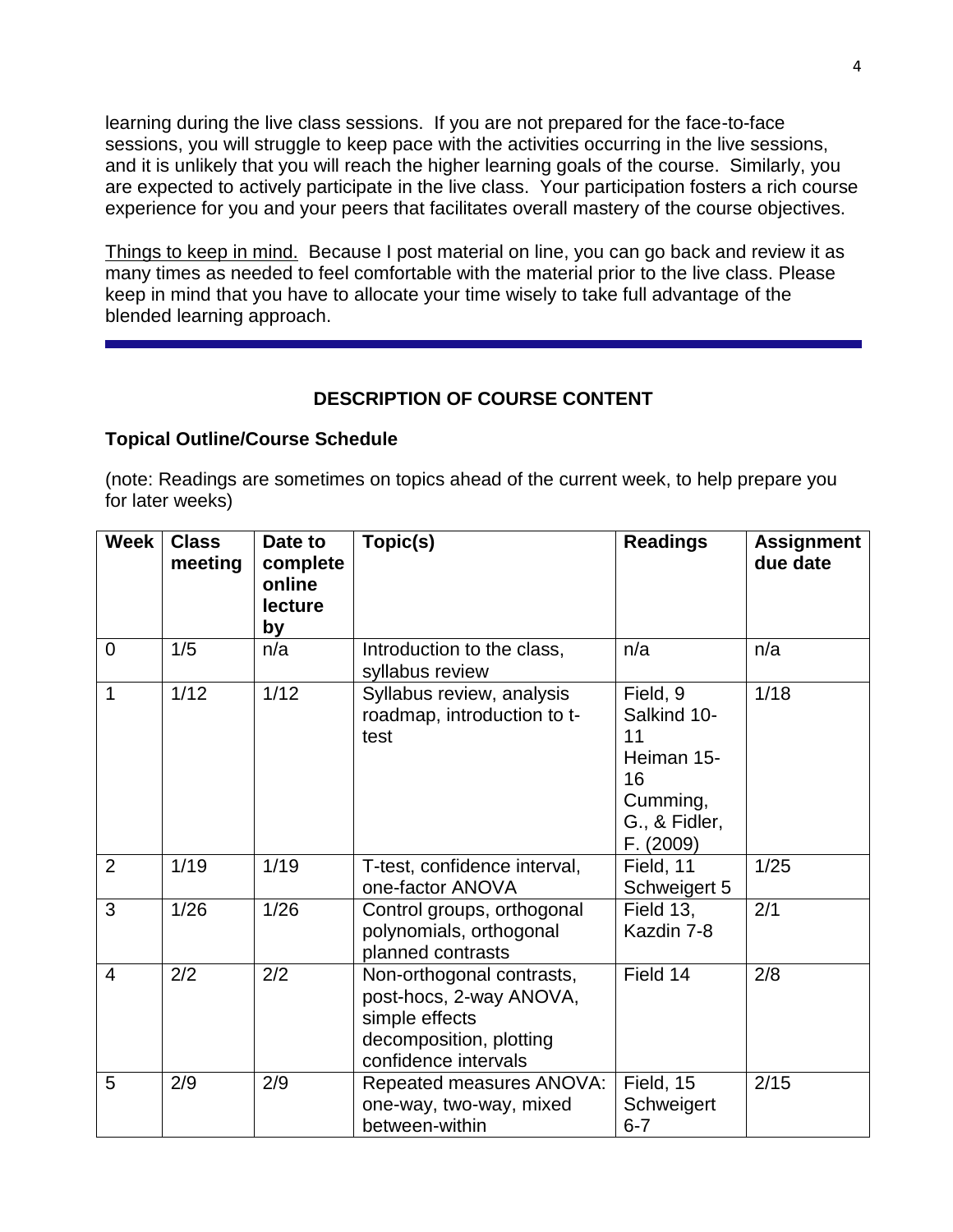learning during the live class sessions. If you are not prepared for the face-to-face sessions, you will struggle to keep pace with the activities occurring in the live sessions, and it is unlikely that you will reach the higher learning goals of the course. Similarly, you are expected to actively participate in the live class. Your participation fosters a rich course experience for you and your peers that facilitates overall mastery of the course objectives.

Things to keep in mind. Because I post material on line, you can go back and review it as many times as needed to feel comfortable with the material prior to the live class. Please keep in mind that you have to allocate your time wisely to take full advantage of the blended learning approach.

---

## DESCRIPTION OF COURSE CONTENT

### Topical Outline/Course Schedule

(note: Readings are sometimes on topics ahead of the current week, to help prepare you for later weeks)

| Week | Class meeting | Date to complete online lecture by | Topic(s) | Readings | Assignment due date |
|---|---|---|---|---|---|
| 0 | 1/5 | n/a | Introduction to the class, syllabus review | n/a | n/a |
| 1 | 1/12 | 1/12 | Syllabus review, analysis roadmap, introduction to t-test | Field, 9<br>Salkind 10-11<br>Heiman 15-16<br>Cumming, G., & Fidler, F. (2009) | 1/18 |
| 2 | 1/19 | 1/19 | T-test, confidence interval, one-factor ANOVA | Field, 11<br>Schweigert 5 | 1/25 |
| 3 | 1/26 | 1/26 | Control groups, orthogonal polynomials, orthogonal planned contrasts | Field 13,<br>Kazdin 7-8 | 2/1 |
| 4 | 2/2 | 2/2 | Non-orthogonal contrasts, post-hocs, 2-way ANOVA, simple effects decomposition, plotting confidence intervals | Field 14 | 2/8 |
| 5 | 2/9 | 2/9 | Repeated measures ANOVA: one-way, two-way, mixed between-within | Field, 15<br>Schweigert 6-7 | 2/15 |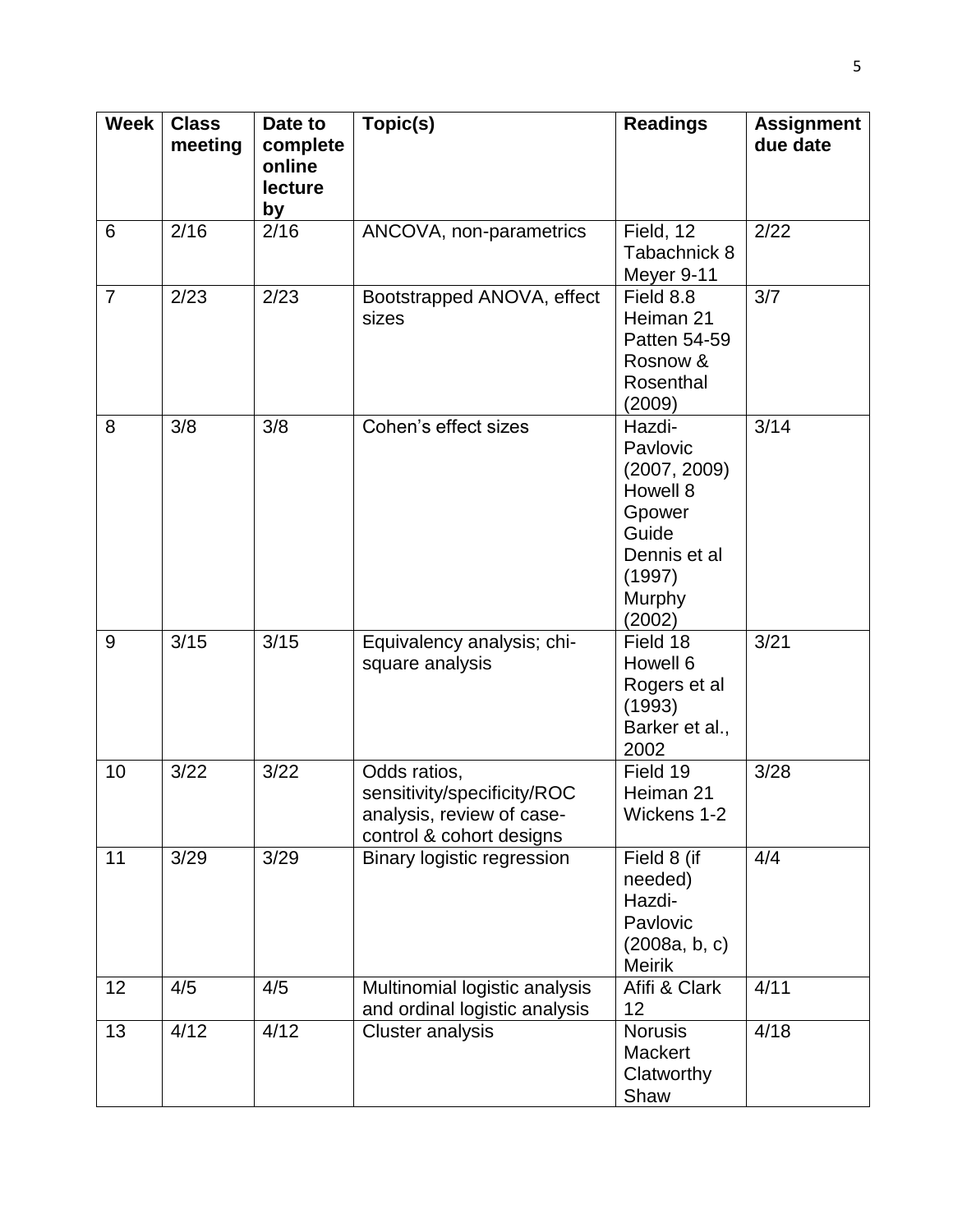| Week | Class meeting | Date to complete online lecture by | Topic(s) | Readings | Assignment due date |
|---|---|---|---|---|---|
| 6 | 2/16 | 2/16 | ANCOVA, non-parametrics | Field, 12 Tabachnick 8 Meyer 9-11 | 2/22 |
| 7 | 2/23 | 2/23 | Bootstrapped ANOVA, effect sizes | Field 8.8 Heiman 21 Patten 54-59 Rosnow & Rosenthal (2009) | 3/7 |
| 8 | 3/8 | 3/8 | Cohen's effect sizes | Hazdi-Pavlovic (2007, 2009) Howell 8 Gpower Guide Dennis et al (1997) Murphy (2002) | 3/14 |
| 9 | 3/15 | 3/15 | Equivalency analysis; chi-square analysis | Field 18 Howell 6 Rogers et al (1993) Barker et al., 2002 | 3/21 |
| 10 | 3/22 | 3/22 | Odds ratios, sensitivity/specificity/ROC analysis, review of case-control & cohort designs | Field 19 Heiman 21 Wickens 1-2 | 3/28 |
| 11 | 3/29 | 3/29 | Binary logistic regression | Field 8 (if needed) Hazdi-Pavlovic (2008a, b, c) Meirik | 4/4 |
| 12 | 4/5 | 4/5 | Multinomial logistic analysis and ordinal logistic analysis | Afifi & Clark 12 | 4/11 |
| 13 | 4/12 | 4/12 | Cluster analysis | Norusis Mackert Clatworthy Shaw | 4/18 |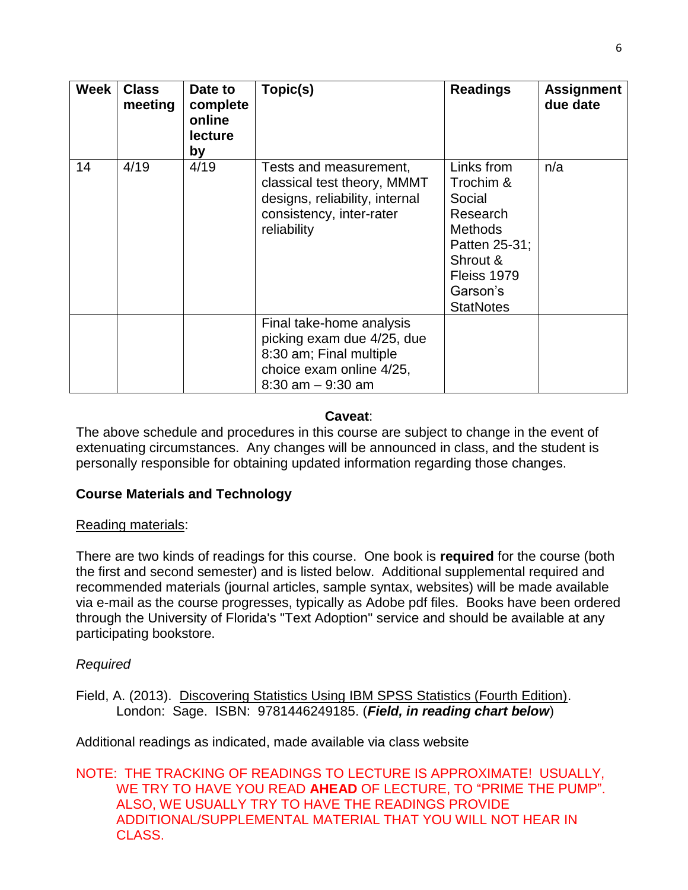| Week | Class meeting | Date to complete online lecture by | Topic(s) | Readings | Assignment due date |
|---|---|---|---|---|---|
| 14 | 4/19 | 4/19 | Tests and measurement, classical test theory, MMMT designs, reliability, internal consistency, inter-rater reliability | Links from Trochim & Social Research Methods Patten 25-31; Shrout & Fleiss 1979 Garson's StatNotes | n/a |
| | | | Final take-home analysis picking exam due 4/25, due 8:30 am; Final multiple choice exam online 4/25, 8:30 am – 9:30 am | | |

**Caveat**:

The above schedule and procedures in this course are subject to change in the event of extenuating circumstances. Any changes will be announced in class, and the student is personally responsible for obtaining updated information regarding those changes.

**Course Materials and Technology**

Reading materials:

There are two kinds of readings for this course. One book is **required** for the course (both the first and second semester) and is listed below. Additional supplemental required and recommended materials (journal articles, sample syntax, websites) will be made available via e-mail as the course progresses, typically as Adobe pdf files. Books have been ordered through the University of Florida's "Text Adoption" service and should be available at any participating bookstore.

*Required*

Field, A. (2013). Discovering Statistics Using IBM SPSS Statistics (Fourth Edition). London: Sage. ISBN: 9781446249185. (***Field, in reading chart below***)

Additional readings as indicated, made available via class website

NOTE: THE TRACKING OF READINGS TO LECTURE IS APPROXIMATE! USUALLY, WE TRY TO HAVE YOU READ **AHEAD** OF LECTURE, TO "PRIME THE PUMP". ALSO, WE USUALLY TRY TO HAVE THE READINGS PROVIDE ADDITIONAL/SUPPLEMENTAL MATERIAL THAT YOU WILL NOT HEAR IN CLASS.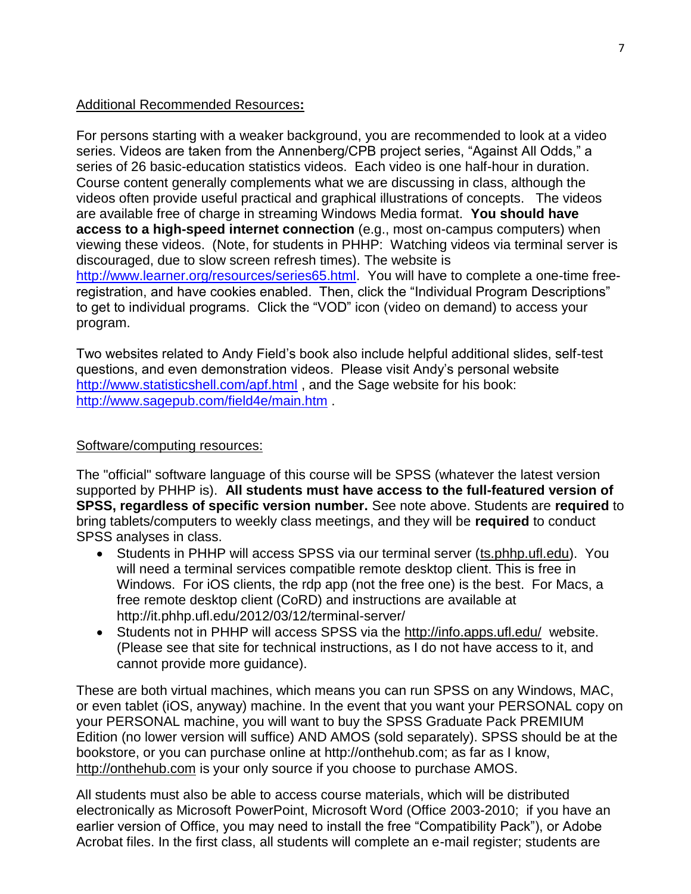Additional Recommended Resources**:**

For persons starting with a weaker background, you are recommended to look at a video series. Videos are taken from the Annenberg/CPB project series, "Against All Odds," a series of 26 basic-education statistics videos. Each video is one half-hour in duration. Course content generally complements what we are discussing in class, although the videos often provide useful practical and graphical illustrations of concepts. The videos are available free of charge in streaming Windows Media format. **You should have access to a high-speed internet connection** (e.g., most on-campus computers) when viewing these videos. (Note, for students in PHHP: Watching videos via terminal server is discouraged, due to slow screen refresh times). The website is http://www.learner.org/resources/series65.html. You will have to complete a one-time free-registration, and have cookies enabled. Then, click the "Individual Program Descriptions" to get to individual programs. Click the "VOD" icon (video on demand) to access your program.

Two websites related to Andy Field's book also include helpful additional slides, self-test questions, and even demonstration videos. Please visit Andy's personal website http://www.statisticshell.com/apf.html , and the Sage website for his book: http://www.sagepub.com/field4e/main.htm .

Software/computing resources:

The "official" software language of this course will be SPSS (whatever the latest version supported by PHHP is). **All students must have access to the full-featured version of SPSS, regardless of specific version number.** See note above. Students are **required** to bring tablets/computers to weekly class meetings, and they will be **required** to conduct SPSS analyses in class.

- Students in PHHP will access SPSS via our terminal server (ts.phhp.ufl.edu). You will need a terminal services compatible remote desktop client. This is free in Windows. For iOS clients, the rdp app (not the free one) is the best. For Macs, a free remote desktop client (CoRD) and instructions are available at http://it.phhp.ufl.edu/2012/03/12/terminal-server/
- Students not in PHHP will access SPSS via the http://info.apps.ufl.edu/ website. (Please see that site for technical instructions, as I do not have access to it, and cannot provide more guidance).

These are both virtual machines, which means you can run SPSS on any Windows, MAC, or even tablet (iOS, anyway) machine. In the event that you want your PERSONAL copy on your PERSONAL machine, you will want to buy the SPSS Graduate Pack PREMIUM Edition (no lower version will suffice) AND AMOS (sold separately). SPSS should be at the bookstore, or you can purchase online at http://onthehub.com; as far as I know, http://onthehub.com is your only source if you choose to purchase AMOS.

All students must also be able to access course materials, which will be distributed electronically as Microsoft PowerPoint, Microsoft Word (Office 2003-2010; if you have an earlier version of Office, you may need to install the free "Compatibility Pack"), or Adobe Acrobat files. In the first class, all students will complete an e-mail register; students are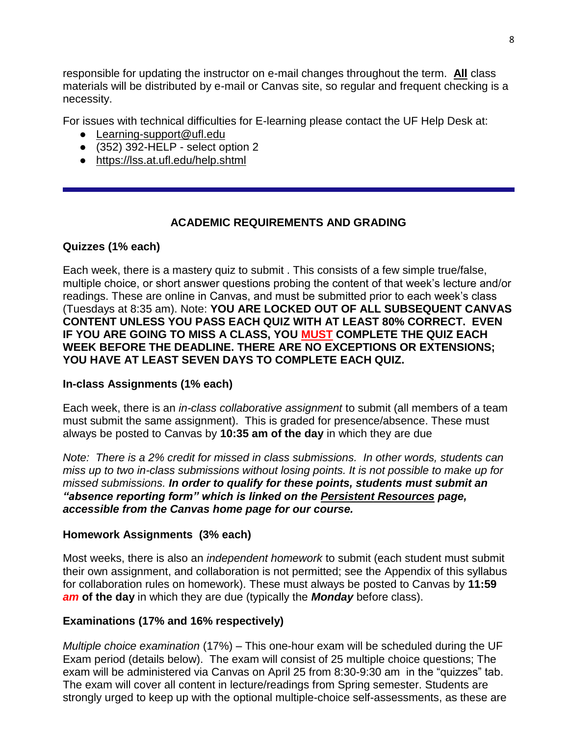responsible for updating the instructor on e-mail changes throughout the term. **All** class materials will be distributed by e-mail or Canvas site, so regular and frequent checking is a necessity.

For issues with technical difficulties for E-learning please contact the UF Help Desk at:

- Learning-support@ufl.edu
- (352) 392-HELP - select option 2
- https://lss.at.ufl.edu/help.shtml

---

## ACADEMIC REQUIREMENTS AND GRADING

### Quizzes (1% each)

Each week, there is a mastery quiz to submit . This consists of a few simple true/false, multiple choice, or short answer questions probing the content of that week's lecture and/or readings. These are online in Canvas, and must be submitted prior to each week's class (Tuesdays at 8:35 am). Note: **YOU ARE LOCKED OUT OF ALL SUBSEQUENT CANVAS CONTENT UNLESS YOU PASS EACH QUIZ WITH AT LEAST 80% CORRECT. EVEN IF YOU ARE GOING TO MISS A CLASS, YOU MUST COMPLETE THE QUIZ EACH WEEK BEFORE THE DEADLINE. THERE ARE NO EXCEPTIONS OR EXTENSIONS; YOU HAVE AT LEAST SEVEN DAYS TO COMPLETE EACH QUIZ.**

### In-class Assignments (1% each)

Each week, there is an *in-class collaborative assignment* to submit (all members of a team must submit the same assignment). This is graded for presence/absence. These must always be posted to Canvas by **10:35 am of the day** in which they are due

*Note: There is a 2% credit for missed in class submissions. In other words, students can miss up to two in-class submissions without losing points. It is not possible to make up for missed submissions.* ***In order to qualify for these points, students must submit an "absence reporting form" which is linked on the Persistent Resources page, accessible from the Canvas home page for our course.***

### Homework Assignments (3% each)

Most weeks, there is also an *independent homework* to submit (each student must submit their own assignment, and collaboration is not permitted; see the Appendix of this syllabus for collaboration rules on homework). These must always be posted to Canvas by **11:59** ***am*** **of the day** in which they are due (typically the ***Monday*** before class).

### Examinations (17% and 16% respectively)

*Multiple choice examination* (17%) – This one-hour exam will be scheduled during the UF Exam period (details below). The exam will consist of 25 multiple choice questions; The exam will be administered via Canvas on April 25 from 8:30-9:30 am in the "quizzes" tab. The exam will cover all content in lecture/readings from Spring semester. Students are strongly urged to keep up with the optional multiple-choice self-assessments, as these are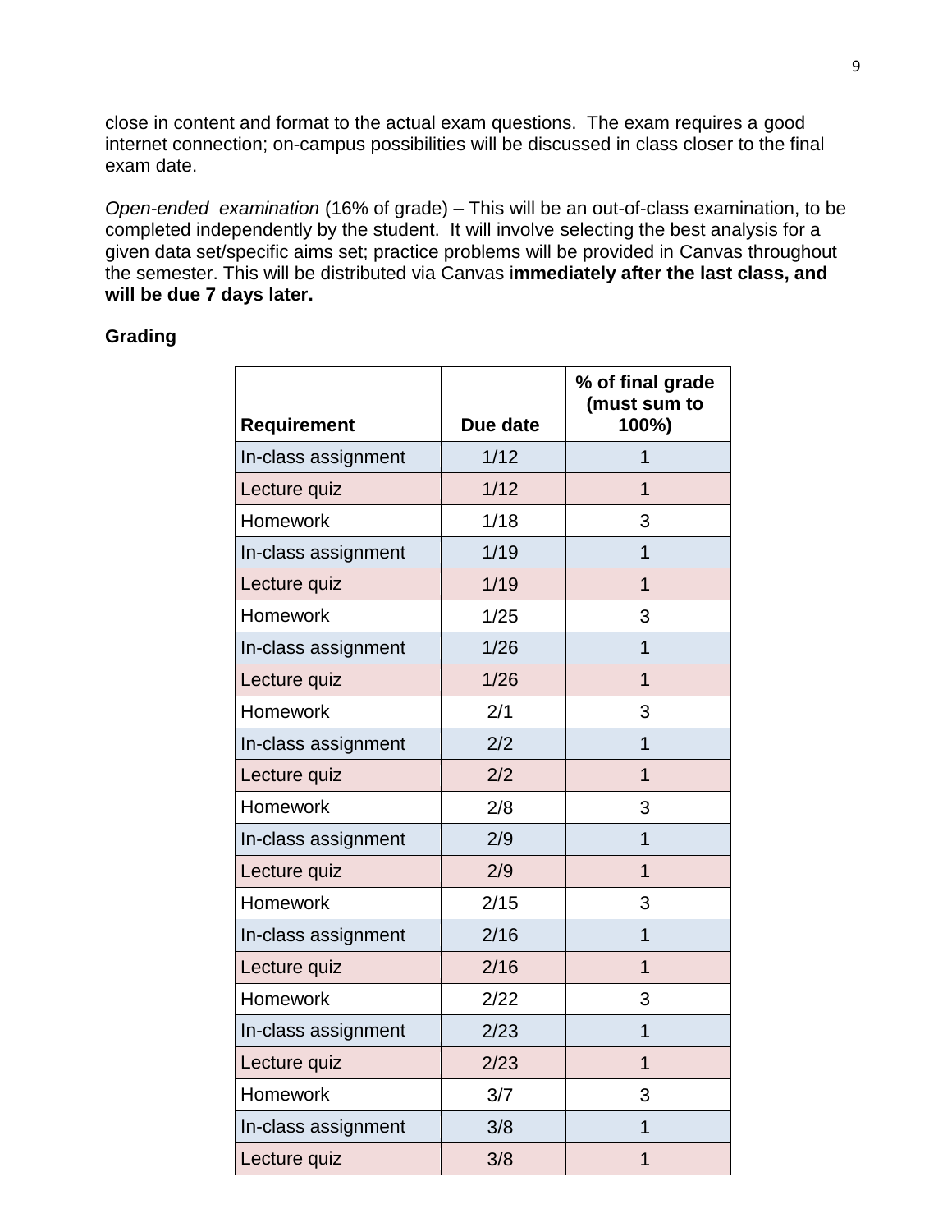close in content and format to the actual exam questions. The exam requires a good internet connection; on-campus possibilities will be discussed in class closer to the final exam date.

*Open-ended examination* (16% of grade) – This will be an out-of-class examination, to be completed independently by the student. It will involve selecting the best analysis for a given data set/specific aims set; practice problems will be provided in Canvas throughout the semester. This will be distributed via Canvas i**mmediately after the last class, and will be due 7 days later.**

**Grading**

| Requirement | Due date | % of final grade (must sum to 100%) |
|---|---|---|
| In-class assignment | 1/12 | 1 |
| Lecture quiz | 1/12 | 1 |
| Homework | 1/18 | 3 |
| In-class assignment | 1/19 | 1 |
| Lecture quiz | 1/19 | 1 |
| Homework | 1/25 | 3 |
| In-class assignment | 1/26 | 1 |
| Lecture quiz | 1/26 | 1 |
| Homework | 2/1 | 3 |
| In-class assignment | 2/2 | 1 |
| Lecture quiz | 2/2 | 1 |
| Homework | 2/8 | 3 |
| In-class assignment | 2/9 | 1 |
| Lecture quiz | 2/9 | 1 |
| Homework | 2/15 | 3 |
| In-class assignment | 2/16 | 1 |
| Lecture quiz | 2/16 | 1 |
| Homework | 2/22 | 3 |
| In-class assignment | 2/23 | 1 |
| Lecture quiz | 2/23 | 1 |
| Homework | 3/7 | 3 |
| In-class assignment | 3/8 | 1 |
| Lecture quiz | 3/8 | 1 |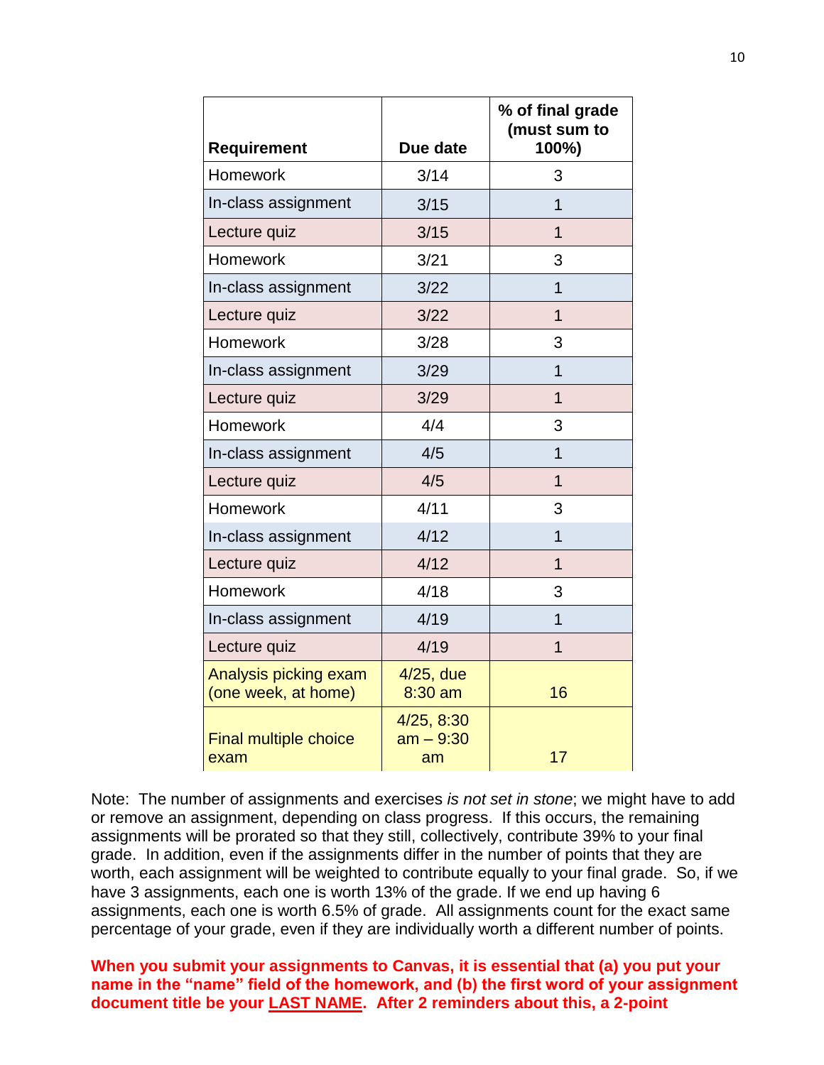| Requirement | Due date | % of final grade (must sum to 100%) |
| --- | --- | --- |
| Homework | 3/14 | 3 |
| In-class assignment | 3/15 | 1 |
| Lecture quiz | 3/15 | 1 |
| Homework | 3/21 | 3 |
| In-class assignment | 3/22 | 1 |
| Lecture quiz | 3/22 | 1 |
| Homework | 3/28 | 3 |
| In-class assignment | 3/29 | 1 |
| Lecture quiz | 3/29 | 1 |
| Homework | 4/4 | 3 |
| In-class assignment | 4/5 | 1 |
| Lecture quiz | 4/5 | 1 |
| Homework | 4/11 | 3 |
| In-class assignment | 4/12 | 1 |
| Lecture quiz | 4/12 | 1 |
| Homework | 4/18 | 3 |
| In-class assignment | 4/19 | 1 |
| Lecture quiz | 4/19 | 1 |
| Analysis picking exam (one week, at home) | 4/25, due 8:30 am | 16 |
| Final multiple choice exam | 4/25, 8:30 am – 9:30 am | 17 |

Note: The number of assignments and exercises *is not set in stone*; we might have to add or remove an assignment, depending on class progress. If this occurs, the remaining assignments will be prorated so that they still, collectively, contribute 39% to your final grade. In addition, even if the assignments differ in the number of points that they are worth, each assignment will be weighted to contribute equally to your final grade. So, if we have 3 assignments, each one is worth 13% of the grade. If we end up having 6 assignments, each one is worth 6.5% of grade. All assignments count for the exact same percentage of your grade, even if they are individually worth a different number of points.

**When you submit your assignments to Canvas, it is essential that (a) you put your name in the "name" field of the homework, and (b) the first word of your assignment document title be your <u>LAST NAME</u>. After 2 reminders about this, a 2-point**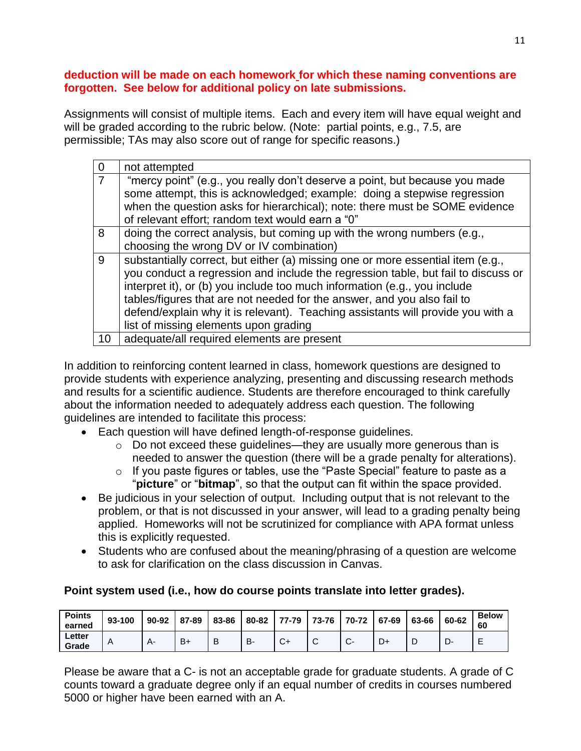**deduction will be made on each homework for which these naming conventions are forgotten. See below for additional policy on late submissions.**

Assignments will consist of multiple items. Each and every item will have equal weight and will be graded according to the rubric below. (Note: partial points, e.g., 7.5, are permissible; TAs may also score out of range for specific reasons.)

| | |
|---|---|
| 0 | not attempted |
| 7 | "mercy point" (e.g., you really don't deserve a point, but because you made some attempt, this is acknowledged; example: doing a stepwise regression when the question asks for hierarchical); note: there must be SOME evidence of relevant effort; random text would earn a "0" |
| 8 | doing the correct analysis, but coming up with the wrong numbers (e.g., choosing the wrong DV or IV combination) |
| 9 | substantially correct, but either (a) missing one or more essential item (e.g., you conduct a regression and include the regression table, but fail to discuss or interpret it), or (b) you include too much information (e.g., you include tables/figures that are not needed for the answer, and you also fail to defend/explain why it is relevant). Teaching assistants will provide you with a list of missing elements upon grading |
| 10 | adequate/all required elements are present |

In addition to reinforcing content learned in class, homework questions are designed to provide students with experience analyzing, presenting and discussing research methods and results for a scientific audience. Students are therefore encouraged to think carefully about the information needed to adequately address each question. The following guidelines are intended to facilitate this process:

- Each question will have defined length-of-response guidelines.
  - Do not exceed these guidelines—they are usually more generous than is needed to answer the question (there will be a grade penalty for alterations).
  - If you paste figures or tables, use the "Paste Special" feature to paste as a "**picture**" or "**bitmap**", so that the output can fit within the space provided.
- Be judicious in your selection of output. Including output that is not relevant to the problem, or that is not discussed in your answer, will lead to a grading penalty being applied. Homeworks will not be scrutinized for compliance with APA format unless this is explicitly requested.
- Students who are confused about the meaning/phrasing of a question are welcome to ask for clarification on the class discussion in Canvas.

**Point system used (i.e., how do course points translate into letter grades).**

| **Points earned** | 93-100 | 90-92 | 87-89 | 83-86 | 80-82 | 77-79 | 73-76 | 70-72 | 67-69 | 63-66 | 60-62 | **Below 60** |
|---|---|---|---|---|---|---|---|---|---|---|---|---|
| **Letter Grade** | A | A- | B+ | B | B- | C+ | C | C- | D+ | D | D- | E |

Please be aware that a C- is not an acceptable grade for graduate students. A grade of C counts toward a graduate degree only if an equal number of credits in courses numbered 5000 or higher have been earned with an A.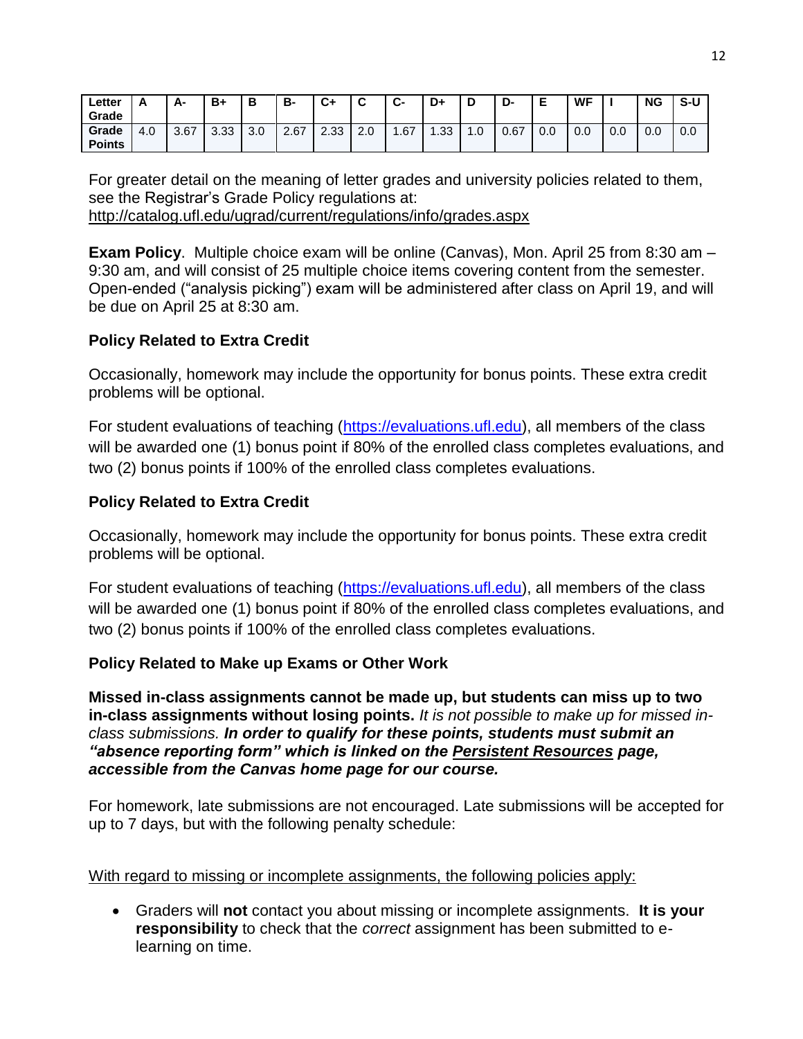| Letter Grade | A | A- | B+ | B | B- | C+ | C | C- | D+ | D | D- | E | WF | I | NG | S-U |
|---|---|---|---|---|---|---|---|---|---|---|---|---|---|---|---|---|
| Grade Points | 4.0 | 3.67 | 3.33 | 3.0 | 2.67 | 2.33 | 2.0 | 1.67 | 1.33 | 1.0 | 0.67 | 0.0 | 0.0 | 0.0 | 0.0 | 0.0 |

For greater detail on the meaning of letter grades and university policies related to them, see the Registrar's Grade Policy regulations at:
http://catalog.ufl.edu/ugrad/current/regulations/info/grades.aspx

**Exam Policy**. Multiple choice exam will be online (Canvas), Mon. April 25 from 8:30 am – 9:30 am, and will consist of 25 multiple choice items covering content from the semester. Open-ended ("analysis picking") exam will be administered after class on April 19, and will be due on April 25 at 8:30 am.

**Policy Related to Extra Credit**

Occasionally, homework may include the opportunity for bonus points. These extra credit problems will be optional.

For student evaluations of teaching (https://evaluations.ufl.edu), all members of the class will be awarded one (1) bonus point if 80% of the enrolled class completes evaluations, and two (2) bonus points if 100% of the enrolled class completes evaluations.

**Policy Related to Extra Credit**

Occasionally, homework may include the opportunity for bonus points. These extra credit problems will be optional.

For student evaluations of teaching (https://evaluations.ufl.edu), all members of the class will be awarded one (1) bonus point if 80% of the enrolled class completes evaluations, and two (2) bonus points if 100% of the enrolled class completes evaluations.

**Policy Related to Make up Exams or Other Work**

**Missed in-class assignments cannot be made up, but students can miss up to two in-class assignments without losing points.** *It is not possible to make up for missed in-class submissions.* ***In order to qualify for these points, students must submit an "absence reporting form" which is linked on the Persistent Resources page, accessible from the Canvas home page for our course.***

For homework, late submissions are not encouraged. Late submissions will be accepted for up to 7 days, but with the following penalty schedule:

With regard to missing or incomplete assignments, the following policies apply:

- Graders will **not** contact you about missing or incomplete assignments. **It is your responsibility** to check that the *correct* assignment has been submitted to e-learning on time.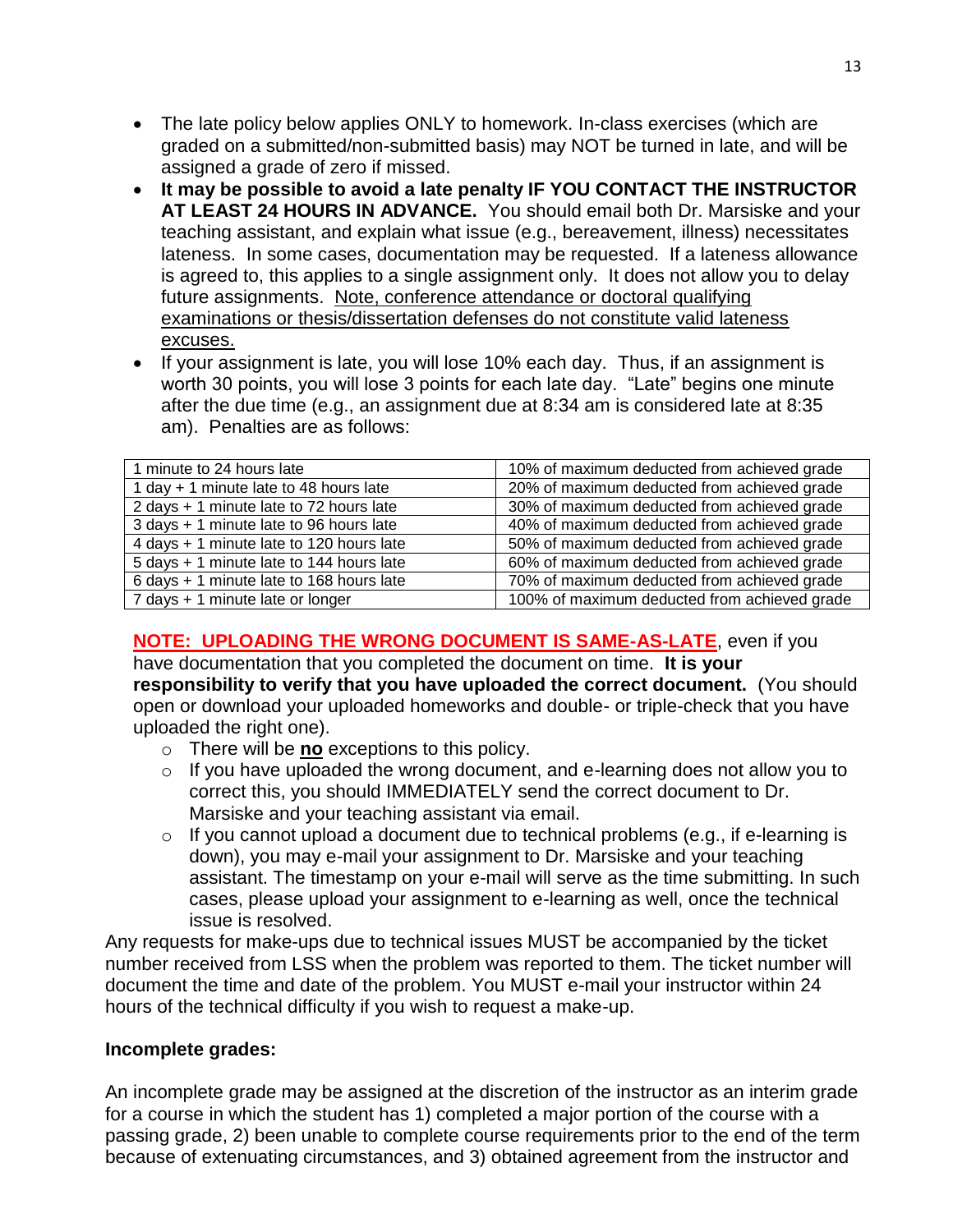- The late policy below applies ONLY to homework. In-class exercises (which are graded on a submitted/non-submitted basis) may NOT be turned in late, and will be assigned a grade of zero if missed.
- **It may be possible to avoid a late penalty IF YOU CONTACT THE INSTRUCTOR AT LEAST 24 HOURS IN ADVANCE.** You should email both Dr. Marsiske and your teaching assistant, and explain what issue (e.g., bereavement, illness) necessitates lateness. In some cases, documentation may be requested. If a lateness allowance is agreed to, this applies to a single assignment only. It does not allow you to delay future assignments. <u>Note, conference attendance or doctoral qualifying examinations or thesis/dissertation defenses do not constitute valid lateness excuses.</u>
- If your assignment is late, you will lose 10% each day. Thus, if an assignment is worth 30 points, you will lose 3 points for each late day. "Late" begins one minute after the due time (e.g., an assignment due at 8:34 am is considered late at 8:35 am). Penalties are as follows:

| | |
|---|---|
| 1 minute to 24 hours late | 10% of maximum deducted from achieved grade |
| 1 day + 1 minute late to 48 hours late | 20% of maximum deducted from achieved grade |
| 2 days + 1 minute late to 72 hours late | 30% of maximum deducted from achieved grade |
| 3 days + 1 minute late to 96 hours late | 40% of maximum deducted from achieved grade |
| 4 days + 1 minute late to 120 hours late | 50% of maximum deducted from achieved grade |
| 5 days + 1 minute late to 144 hours late | 60% of maximum deducted from achieved grade |
| 6 days + 1 minute late to 168 hours late | 70% of maximum deducted from achieved grade |
| 7 days + 1 minute late or longer | 100% of maximum deducted from achieved grade |

**<u>NOTE: UPLOADING THE WRONG DOCUMENT IS SAME-AS-LATE</u>**, even if you have documentation that you completed the document on time. **It is your responsibility to verify that you have uploaded the correct document.** (You should open or download your uploaded homeworks and double- or triple-check that you have uploaded the right one).

- There will be **<u>no</u>** exceptions to this policy.
- If you have uploaded the wrong document, and e-learning does not allow you to correct this, you should IMMEDIATELY send the correct document to Dr. Marsiske and your teaching assistant via email.
- If you cannot upload a document due to technical problems (e.g., if e-learning is down), you may e-mail your assignment to Dr. Marsiske and your teaching assistant. The timestamp on your e-mail will serve as the time submitting. In such cases, please upload your assignment to e-learning as well, once the technical issue is resolved.

Any requests for make-ups due to technical issues MUST be accompanied by the ticket number received from LSS when the problem was reported to them. The ticket number will document the time and date of the problem. You MUST e-mail your instructor within 24 hours of the technical difficulty if you wish to request a make-up.

**Incomplete grades:**

An incomplete grade may be assigned at the discretion of the instructor as an interim grade for a course in which the student has 1) completed a major portion of the course with a passing grade, 2) been unable to complete course requirements prior to the end of the term because of extenuating circumstances, and 3) obtained agreement from the instructor and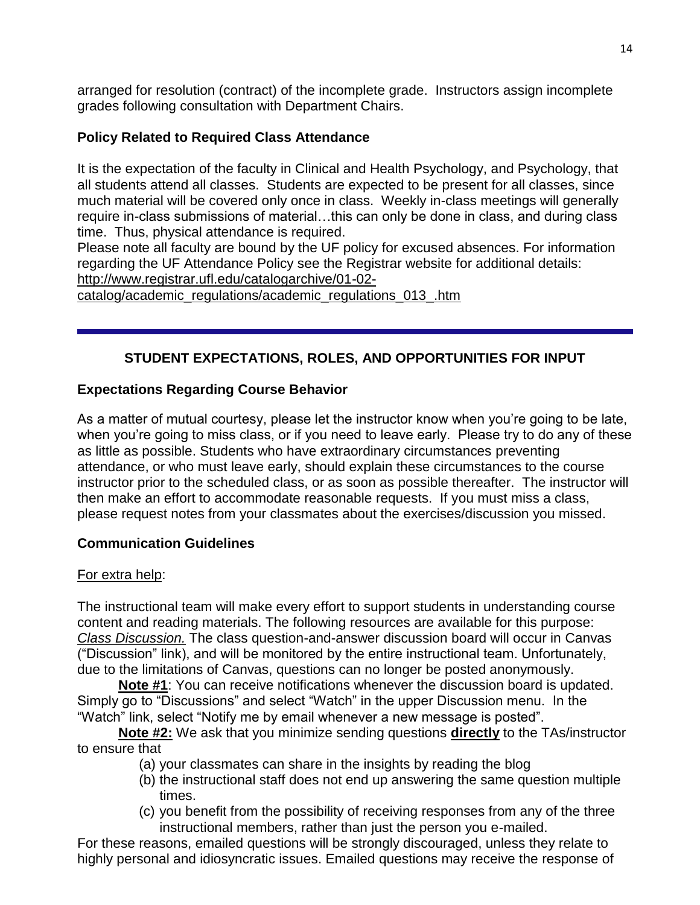arranged for resolution (contract) of the incomplete grade. Instructors assign incomplete grades following consultation with Department Chairs.

### Policy Related to Required Class Attendance

It is the expectation of the faculty in Clinical and Health Psychology, and Psychology, that all students attend all classes. Students are expected to be present for all classes, since much material will be covered only once in class. Weekly in-class meetings will generally require in-class submissions of material…this can only be done in class, and during class time. Thus, physical attendance is required.

Please note all faculty are bound by the UF policy for excused absences. For information regarding the UF Attendance Policy see the Registrar website for additional details: http://www.registrar.ufl.edu/catalogarchive/01-02-catalog/academic_regulations/academic_regulations_013_.htm

---

## STUDENT EXPECTATIONS, ROLES, AND OPPORTUNITIES FOR INPUT

### Expectations Regarding Course Behavior

As a matter of mutual courtesy, please let the instructor know when you're going to be late, when you're going to miss class, or if you need to leave early. Please try to do any of these as little as possible. Students who have extraordinary circumstances preventing attendance, or who must leave early, should explain these circumstances to the course instructor prior to the scheduled class, or as soon as possible thereafter. The instructor will then make an effort to accommodate reasonable requests. If you must miss a class, please request notes from your classmates about the exercises/discussion you missed.

### Communication Guidelines

For extra help:

The instructional team will make every effort to support students in understanding course content and reading materials. The following resources are available for this purpose:
*Class Discussion.* The class question-and-answer discussion board will occur in Canvas ("Discussion" link), and will be monitored by the entire instructional team. Unfortunately, due to the limitations of Canvas, questions can no longer be posted anonymously.

**Note #1**: You can receive notifications whenever the discussion board is updated. Simply go to "Discussions" and select "Watch" in the upper Discussion menu. In the "Watch" link, select "Notify me by email whenever a new message is posted".

**Note #2:** We ask that you minimize sending questions **directly** to the TAs/instructor to ensure that

(a) your classmates can share in the insights by reading the blog
(b) the instructional staff does not end up answering the same question multiple times.
(c) you benefit from the possibility of receiving responses from any of the three instructional members, rather than just the person you e-mailed.

For these reasons, emailed questions will be strongly discouraged, unless they relate to highly personal and idiosyncratic issues. Emailed questions may receive the response of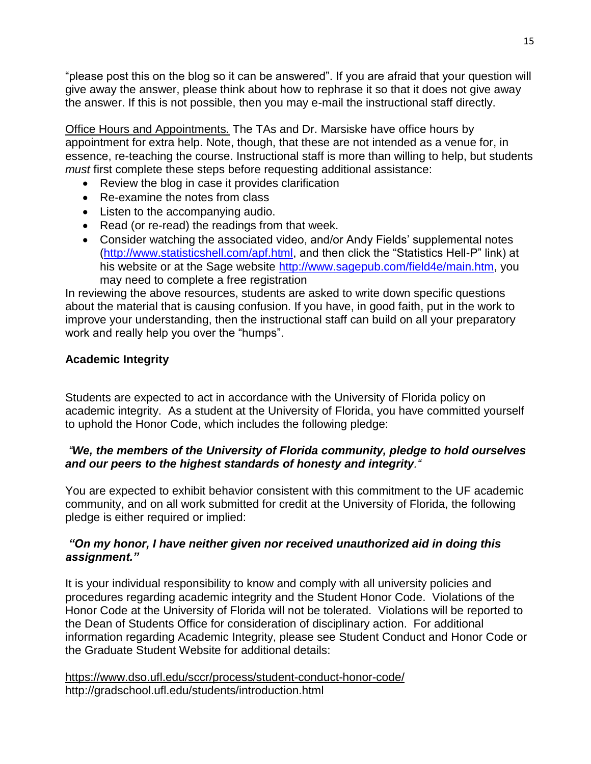"please post this on the blog so it can be answered". If you are afraid that your question will give away the answer, please think about how to rephrase it so that it does not give away the answer. If this is not possible, then you may e-mail the instructional staff directly.

Office Hours and Appointments. The TAs and Dr. Marsiske have office hours by appointment for extra help. Note, though, that these are not intended as a venue for, in essence, re-teaching the course. Instructional staff is more than willing to help, but students *must* first complete these steps before requesting additional assistance:

- Review the blog in case it provides clarification
- Re-examine the notes from class
- Listen to the accompanying audio.
- Read (or re-read) the readings from that week.
- Consider watching the associated video, and/or Andy Fields' supplemental notes (http://www.statisticshell.com/apf.html, and then click the "Statistics Hell-P" link) at his website or at the Sage website http://www.sagepub.com/field4e/main.htm, you may need to complete a free registration

In reviewing the above resources, students are asked to write down specific questions about the material that is causing confusion. If you have, in good faith, put in the work to improve your understanding, then the instructional staff can build on all your preparatory work and really help you over the "humps".

**Academic Integrity**

Students are expected to act in accordance with the University of Florida policy on academic integrity. As a student at the University of Florida, you have committed yourself to uphold the Honor Code, which includes the following pledge:

***"We, the members of the University of Florida community, pledge to hold ourselves and our peers to the highest standards of honesty and integrity."***

You are expected to exhibit behavior consistent with this commitment to the UF academic community, and on all work submitted for credit at the University of Florida, the following pledge is either required or implied:

***"On my honor, I have neither given nor received unauthorized aid in doing this assignment."***

It is your individual responsibility to know and comply with all university policies and procedures regarding academic integrity and the Student Honor Code. Violations of the Honor Code at the University of Florida will not be tolerated. Violations will be reported to the Dean of Students Office for consideration of disciplinary action. For additional information regarding Academic Integrity, please see Student Conduct and Honor Code or the Graduate Student Website for additional details:

https://www.dso.ufl.edu/sccr/process/student-conduct-honor-code/
http://gradschool.ufl.edu/students/introduction.html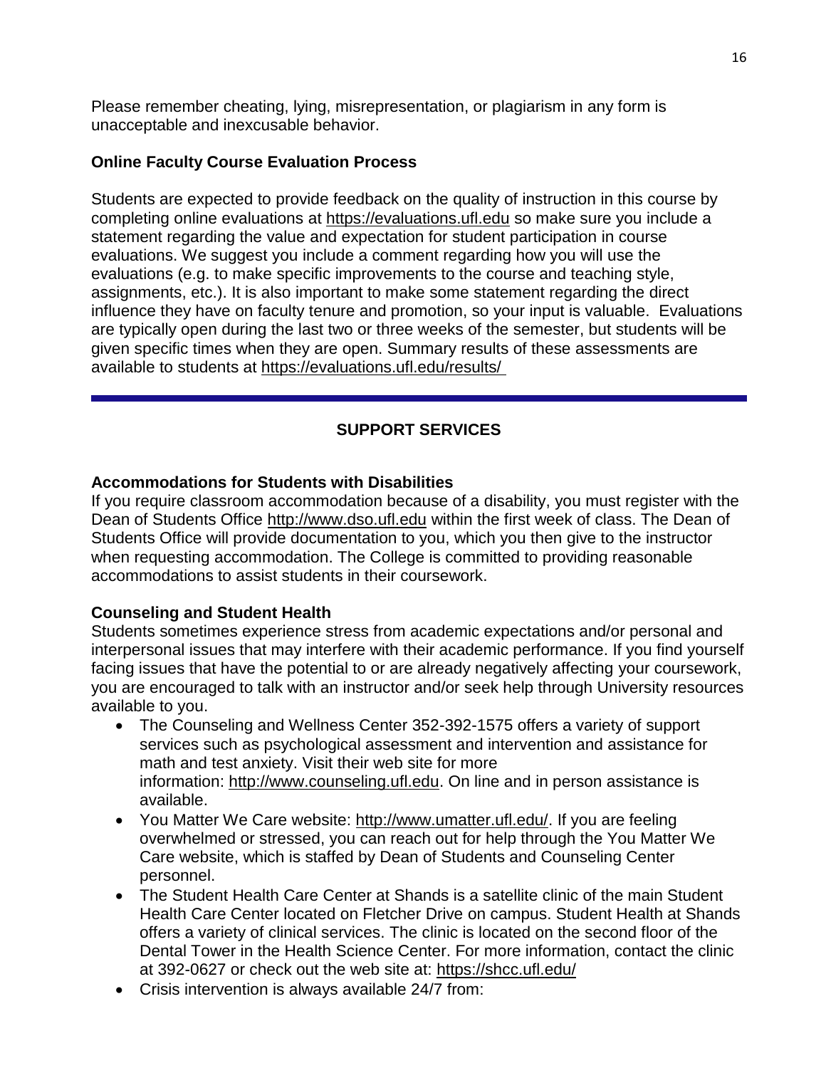Please remember cheating, lying, misrepresentation, or plagiarism in any form is unacceptable and inexcusable behavior.

### Online Faculty Course Evaluation Process

Students are expected to provide feedback on the quality of instruction in this course by completing online evaluations at https://evaluations.ufl.edu so make sure you include a statement regarding the value and expectation for student participation in course evaluations. We suggest you include a comment regarding how you will use the evaluations (e.g. to make specific improvements to the course and teaching style, assignments, etc.). It is also important to make some statement regarding the direct influence they have on faculty tenure and promotion, so your input is valuable. Evaluations are typically open during the last two or three weeks of the semester, but students will be given specific times when they are open. Summary results of these assessments are available to students at https://evaluations.ufl.edu/results/

---

## SUPPORT SERVICES

### Accommodations for Students with Disabilities

If you require classroom accommodation because of a disability, you must register with the Dean of Students Office http://www.dso.ufl.edu within the first week of class. The Dean of Students Office will provide documentation to you, which you then give to the instructor when requesting accommodation. The College is committed to providing reasonable accommodations to assist students in their coursework.

### Counseling and Student Health

Students sometimes experience stress from academic expectations and/or personal and interpersonal issues that may interfere with their academic performance. If you find yourself facing issues that have the potential to or are already negatively affecting your coursework, you are encouraged to talk with an instructor and/or seek help through University resources available to you.

- The Counseling and Wellness Center 352-392-1575 offers a variety of support services such as psychological assessment and intervention and assistance for math and test anxiety. Visit their web site for more information: http://www.counseling.ufl.edu. On line and in person assistance is available.
- You Matter We Care website: http://www.umatter.ufl.edu/. If you are feeling overwhelmed or stressed, you can reach out for help through the You Matter We Care website, which is staffed by Dean of Students and Counseling Center personnel.
- The Student Health Care Center at Shands is a satellite clinic of the main Student Health Care Center located on Fletcher Drive on campus. Student Health at Shands offers a variety of clinical services. The clinic is located on the second floor of the Dental Tower in the Health Science Center. For more information, contact the clinic at 392-0627 or check out the web site at: https://shcc.ufl.edu/
- Crisis intervention is always available 24/7 from: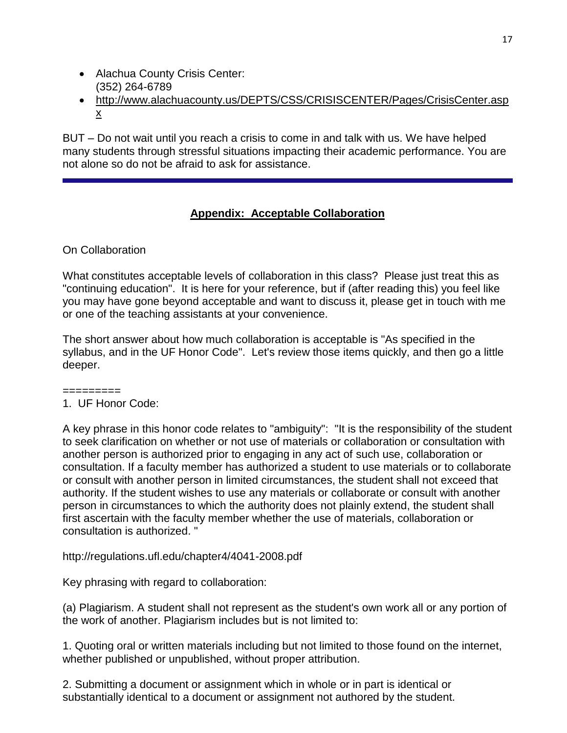- Alachua County Crisis Center:
  (352) 264-6789
- http://www.alachuacounty.us/DEPTS/CSS/CRISISCENTER/Pages/CrisisCenter.aspx

BUT – Do not wait until you reach a crisis to come in and talk with us. We have helped many students through stressful situations impacting their academic performance. You are not alone so do not be afraid to ask for assistance.

---

## Appendix: Acceptable Collaboration

On Collaboration

What constitutes acceptable levels of collaboration in this class? Please just treat this as "continuing education". It is here for your reference, but if (after reading this) you feel like you may have gone beyond acceptable and want to discuss it, please get in touch with me or one of the teaching assistants at your convenience.

The short answer about how much collaboration is acceptable is "As specified in the syllabus, and in the UF Honor Code". Let's review those items quickly, and then go a little deeper.

=========

1. UF Honor Code:

A key phrase in this honor code relates to "ambiguity": "It is the responsibility of the student to seek clarification on whether or not use of materials or collaboration or consultation with another person is authorized prior to engaging in any act of such use, collaboration or consultation. If a faculty member has authorized a student to use materials or to collaborate or consult with another person in limited circumstances, the student shall not exceed that authority. If the student wishes to use any materials or collaborate or consult with another person in circumstances to which the authority does not plainly extend, the student shall first ascertain with the faculty member whether the use of materials, collaboration or consultation is authorized. "

http://regulations.ufl.edu/chapter4/4041-2008.pdf

Key phrasing with regard to collaboration:

(a) Plagiarism. A student shall not represent as the student's own work all or any portion of the work of another. Plagiarism includes but is not limited to:

1. Quoting oral or written materials including but not limited to those found on the internet, whether published or unpublished, without proper attribution.

2. Submitting a document or assignment which in whole or in part is identical or substantially identical to a document or assignment not authored by the student.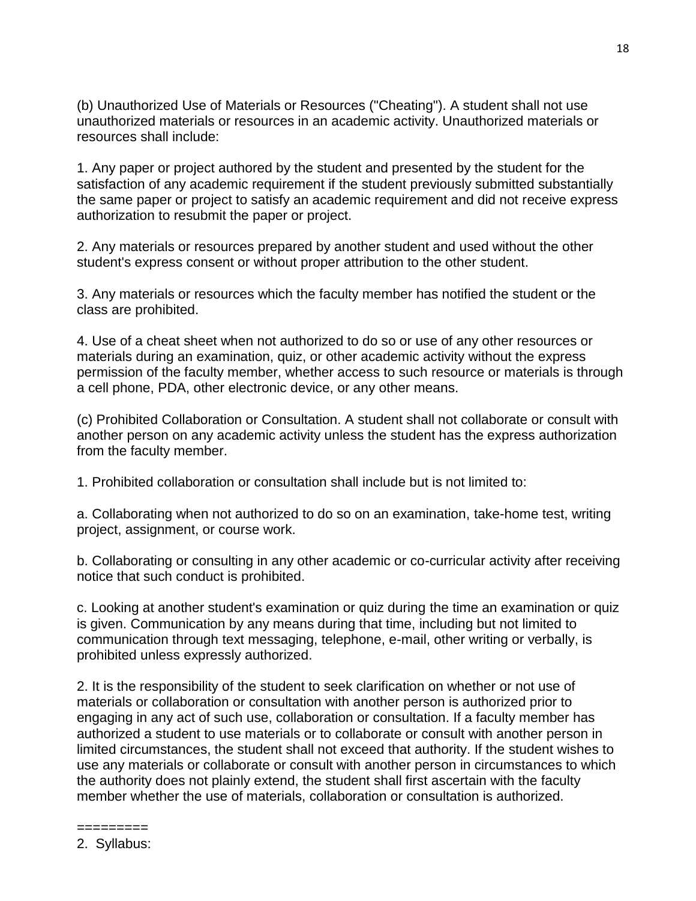(b) Unauthorized Use of Materials or Resources ("Cheating"). A student shall not use unauthorized materials or resources in an academic activity. Unauthorized materials or resources shall include:

1. Any paper or project authored by the student and presented by the student for the satisfaction of any academic requirement if the student previously submitted substantially the same paper or project to satisfy an academic requirement and did not receive express authorization to resubmit the paper or project.

2. Any materials or resources prepared by another student and used without the other student's express consent or without proper attribution to the other student.

3. Any materials or resources which the faculty member has notified the student or the class are prohibited.

4. Use of a cheat sheet when not authorized to do so or use of any other resources or materials during an examination, quiz, or other academic activity without the express permission of the faculty member, whether access to such resource or materials is through a cell phone, PDA, other electronic device, or any other means.

(c) Prohibited Collaboration or Consultation. A student shall not collaborate or consult with another person on any academic activity unless the student has the express authorization from the faculty member.

1. Prohibited collaboration or consultation shall include but is not limited to:

a. Collaborating when not authorized to do so on an examination, take-home test, writing project, assignment, or course work.

b. Collaborating or consulting in any other academic or co-curricular activity after receiving notice that such conduct is prohibited.

c. Looking at another student's examination or quiz during the time an examination or quiz is given. Communication by any means during that time, including but not limited to communication through text messaging, telephone, e-mail, other writing or verbally, is prohibited unless expressly authorized.

2. It is the responsibility of the student to seek clarification on whether or not use of materials or collaboration or consultation with another person is authorized prior to engaging in any act of such use, collaboration or consultation. If a faculty member has authorized a student to use materials or to collaborate or consult with another person in limited circumstances, the student shall not exceed that authority. If the student wishes to use any materials or collaborate or consult with another person in circumstances to which the authority does not plainly extend, the student shall first ascertain with the faculty member whether the use of materials, collaboration or consultation is authorized.

=========

2. Syllabus: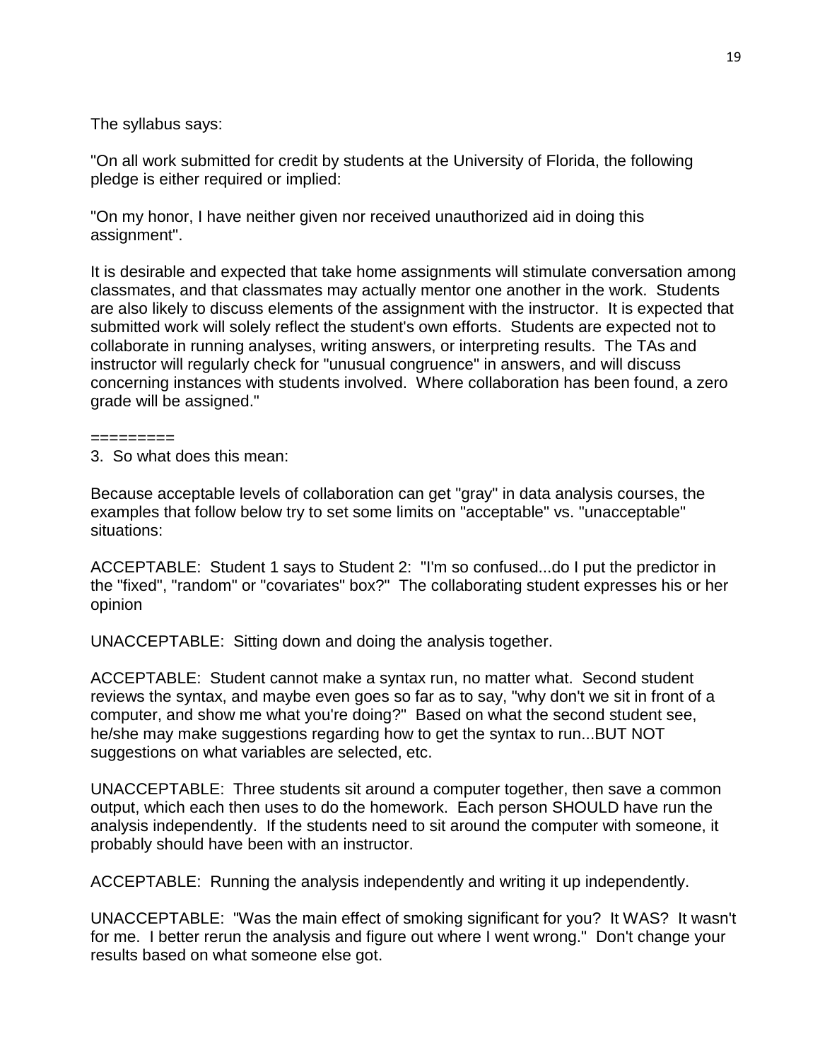The syllabus says:

"On all work submitted for credit by students at the University of Florida, the following pledge is either required or implied:

"On my honor, I have neither given nor received unauthorized aid in doing this assignment".

It is desirable and expected that take home assignments will stimulate conversation among classmates, and that classmates may actually mentor one another in the work. Students are also likely to discuss elements of the assignment with the instructor. It is expected that submitted work will solely reflect the student's own efforts. Students are expected not to collaborate in running analyses, writing answers, or interpreting results. The TAs and instructor will regularly check for "unusual congruence" in answers, and will discuss concerning instances with students involved. Where collaboration has been found, a zero grade will be assigned."

=========

3. So what does this mean:

Because acceptable levels of collaboration can get "gray" in data analysis courses, the examples that follow below try to set some limits on "acceptable" vs. "unacceptable" situations:

ACCEPTABLE: Student 1 says to Student 2: "I'm so confused...do I put the predictor in the "fixed", "random" or "covariates" box?" The collaborating student expresses his or her opinion

UNACCEPTABLE: Sitting down and doing the analysis together.

ACCEPTABLE: Student cannot make a syntax run, no matter what. Second student reviews the syntax, and maybe even goes so far as to say, "why don't we sit in front of a computer, and show me what you're doing?" Based on what the second student see, he/she may make suggestions regarding how to get the syntax to run...BUT NOT suggestions on what variables are selected, etc.

UNACCEPTABLE: Three students sit around a computer together, then save a common output, which each then uses to do the homework. Each person SHOULD have run the analysis independently. If the students need to sit around the computer with someone, it probably should have been with an instructor.

ACCEPTABLE: Running the analysis independently and writing it up independently.

UNACCEPTABLE: "Was the main effect of smoking significant for you? It WAS? It wasn't for me. I better rerun the analysis and figure out where I went wrong." Don't change your results based on what someone else got.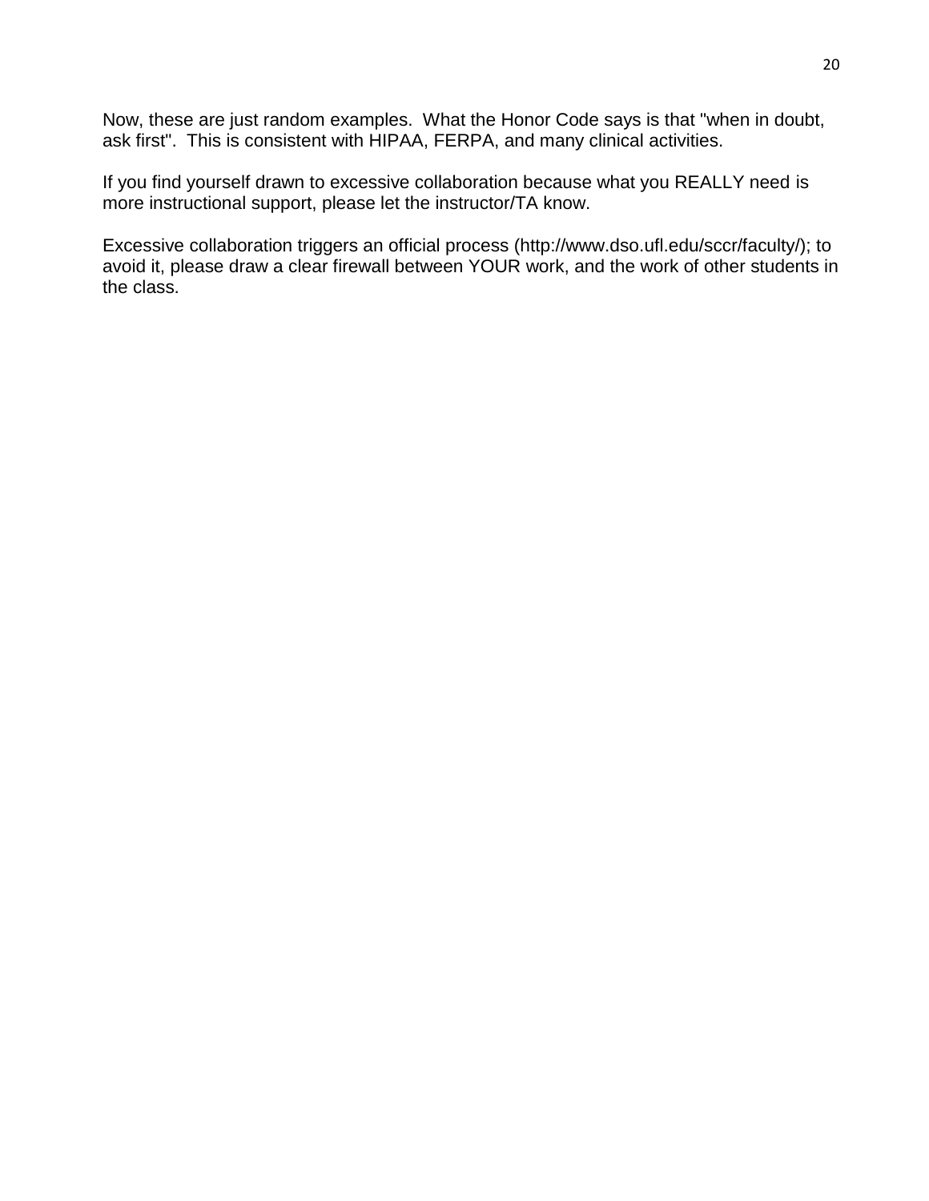Now, these are just random examples. What the Honor Code says is that "when in doubt, ask first". This is consistent with HIPAA, FERPA, and many clinical activities.

If you find yourself drawn to excessive collaboration because what you REALLY need is more instructional support, please let the instructor/TA know.

Excessive collaboration triggers an official process (http://www.dso.ufl.edu/sccr/faculty/); to avoid it, please draw a clear firewall between YOUR work, and the work of other students in the class.